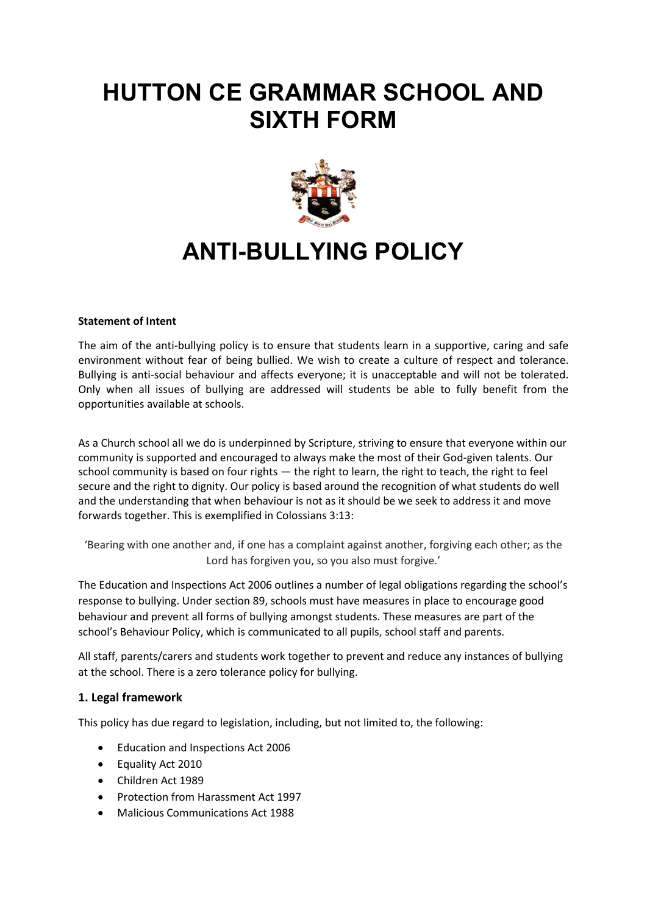# HUTTON CE GRAMMAR SCHOOL AND SIXTH FORM

# ANTI-BULLYING POLICY

**Statement of Intent**

The aim of the anti-bullying policy is to ensure that students learn in a supportive, caring and safe environment without fear of being bullied. We wish to create a culture of respect and tolerance. Bullying is anti-social behaviour and affects everyone; it is unacceptable and will not be tolerated. Only when all issues of bullying are addressed will students be able to fully benefit from the opportunities available at schools.

As a Church school all we do is underpinned by Scripture, striving to ensure that everyone within our community is supported and encouraged to always make the most of their God-given talents. Our school community is based on four rights — the right to learn, the right to teach, the right to feel secure and the right to dignity. Our policy is based around the recognition of what students do well and the understanding that when behaviour is not as it should be we seek to address it and move forwards together. This is exemplified in Colossians 3:13:

'Bearing with one another and, if one has a complaint against another, forgiving each other; as the Lord has forgiven you, so you also must forgive.'

The Education and Inspections Act 2006 outlines a number of legal obligations regarding the school's response to bullying. Under section 89, schools must have measures in place to encourage good behaviour and prevent all forms of bullying amongst students. These measures are part of the school's Behaviour Policy, which is communicated to all pupils, school staff and parents.

All staff, parents/carers and students work together to prevent and reduce any instances of bullying at the school. There is a zero tolerance policy for bullying.

## 1. Legal framework

This policy has due regard to legislation, including, but not limited to, the following:

- Education and Inspections Act 2006
- Equality Act 2010
- Children Act 1989
- Protection from Harassment Act 1997
- Malicious Communications Act 1988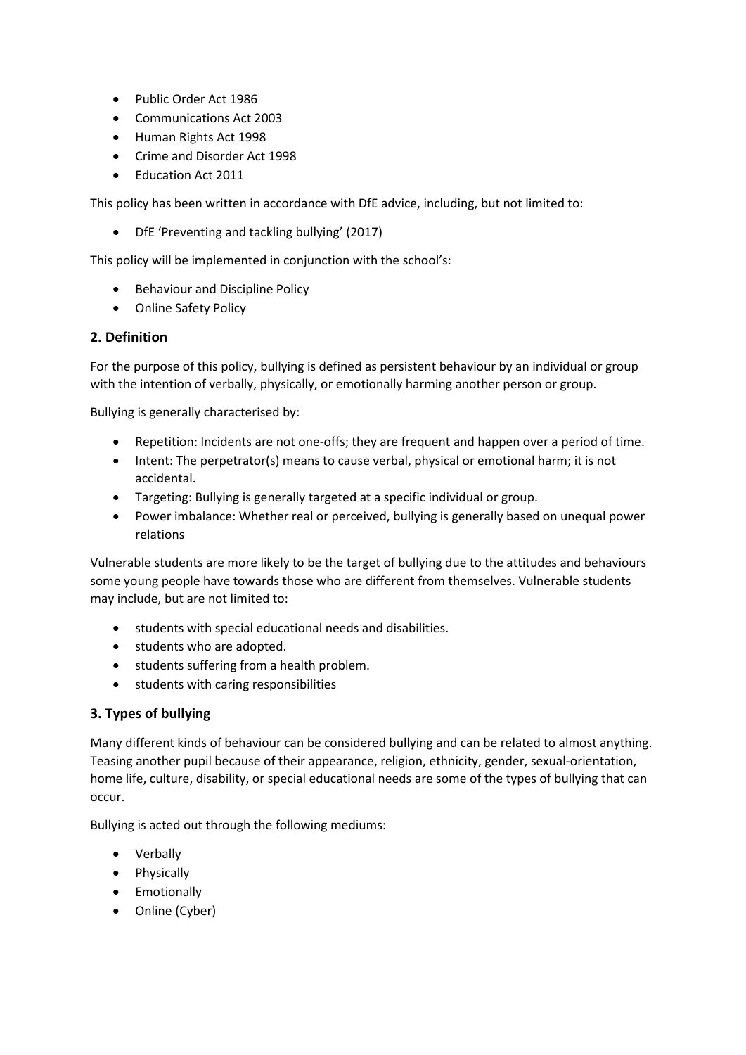- Public Order Act 1986
- Communications Act 2003
- Human Rights Act 1998
- Crime and Disorder Act 1998
- Education Act 2011

This policy has been written in accordance with DfE advice, including, but not limited to:

- DfE 'Preventing and tackling bullying' (2017)

This policy will be implemented in conjunction with the school's:

- Behaviour and Discipline Policy
- Online Safety Policy

## 2. Definition

For the purpose of this policy, bullying is defined as persistent behaviour by an individual or group with the intention of verbally, physically, or emotionally harming another person or group.

Bullying is generally characterised by:

- Repetition: Incidents are not one-offs; they are frequent and happen over a period of time.
- Intent: The perpetrator(s) means to cause verbal, physical or emotional harm; it is not accidental.
- Targeting: Bullying is generally targeted at a specific individual or group.
- Power imbalance: Whether real or perceived, bullying is generally based on unequal power relations

Vulnerable students are more likely to be the target of bullying due to the attitudes and behaviours some young people have towards those who are different from themselves. Vulnerable students may include, but are not limited to:

- students with special educational needs and disabilities.
- students who are adopted.
- students suffering from a health problem.
- students with caring responsibilities

## 3. Types of bullying

Many different kinds of behaviour can be considered bullying and can be related to almost anything. Teasing another pupil because of their appearance, religion, ethnicity, gender, sexual-orientation, home life, culture, disability, or special educational needs are some of the types of bullying that can occur.

Bullying is acted out through the following mediums:

- Verbally
- Physically
- Emotionally
- Online (Cyber)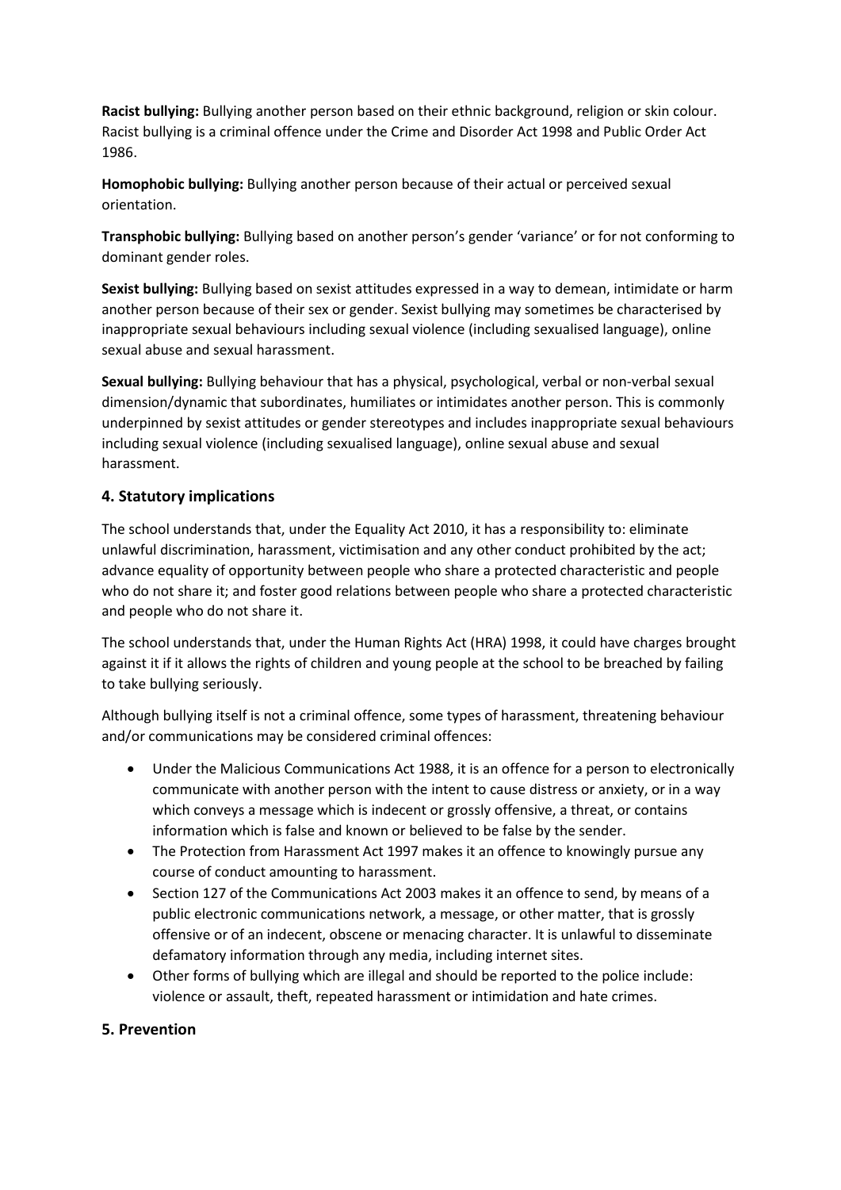**Racist bullying:** Bullying another person based on their ethnic background, religion or skin colour. Racist bullying is a criminal offence under the Crime and Disorder Act 1998 and Public Order Act 1986.

**Homophobic bullying:** Bullying another person because of their actual or perceived sexual orientation.

**Transphobic bullying:** Bullying based on another person's gender 'variance' or for not conforming to dominant gender roles.

**Sexist bullying:** Bullying based on sexist attitudes expressed in a way to demean, intimidate or harm another person because of their sex or gender. Sexist bullying may sometimes be characterised by inappropriate sexual behaviours including sexual violence (including sexualised language), online sexual abuse and sexual harassment.

**Sexual bullying:** Bullying behaviour that has a physical, psychological, verbal or non-verbal sexual dimension/dynamic that subordinates, humiliates or intimidates another person. This is commonly underpinned by sexist attitudes or gender stereotypes and includes inappropriate sexual behaviours including sexual violence (including sexualised language), online sexual abuse and sexual harassment.

## 4. Statutory implications

The school understands that, under the Equality Act 2010, it has a responsibility to: eliminate unlawful discrimination, harassment, victimisation and any other conduct prohibited by the act; advance equality of opportunity between people who share a protected characteristic and people who do not share it; and foster good relations between people who share a protected characteristic and people who do not share it.

The school understands that, under the Human Rights Act (HRA) 1998, it could have charges brought against it if it allows the rights of children and young people at the school to be breached by failing to take bullying seriously.

Although bullying itself is not a criminal offence, some types of harassment, threatening behaviour and/or communications may be considered criminal offences:

- Under the Malicious Communications Act 1988, it is an offence for a person to electronically communicate with another person with the intent to cause distress or anxiety, or in a way which conveys a message which is indecent or grossly offensive, a threat, or contains information which is false and known or believed to be false by the sender.
- The Protection from Harassment Act 1997 makes it an offence to knowingly pursue any course of conduct amounting to harassment.
- Section 127 of the Communications Act 2003 makes it an offence to send, by means of a public electronic communications network, a message, or other matter, that is grossly offensive or of an indecent, obscene or menacing character. It is unlawful to disseminate defamatory information through any media, including internet sites.
- Other forms of bullying which are illegal and should be reported to the police include: violence or assault, theft, repeated harassment or intimidation and hate crimes.

## 5. Prevention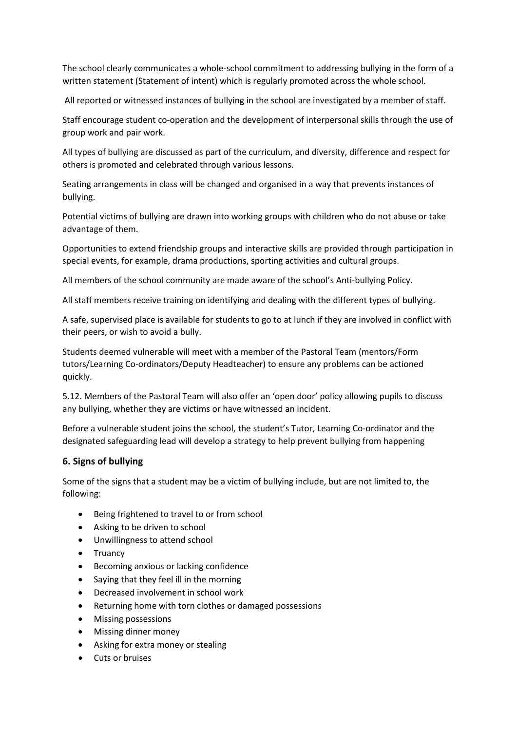The school clearly communicates a whole-school commitment to addressing bullying in the form of a written statement (Statement of intent) which is regularly promoted across the whole school.

All reported or witnessed instances of bullying in the school are investigated by a member of staff.

Staff encourage student co-operation and the development of interpersonal skills through the use of group work and pair work.

All types of bullying are discussed as part of the curriculum, and diversity, difference and respect for others is promoted and celebrated through various lessons.

Seating arrangements in class will be changed and organised in a way that prevents instances of bullying.

Potential victims of bullying are drawn into working groups with children who do not abuse or take advantage of them.

Opportunities to extend friendship groups and interactive skills are provided through participation in special events, for example, drama productions, sporting activities and cultural groups.

All members of the school community are made aware of the school's Anti-bullying Policy.

All staff members receive training on identifying and dealing with the different types of bullying.

A safe, supervised place is available for students to go to at lunch if they are involved in conflict with their peers, or wish to avoid a bully.

Students deemed vulnerable will meet with a member of the Pastoral Team (mentors/Form tutors/Learning Co-ordinators/Deputy Headteacher) to ensure any problems can be actioned quickly.

5.12. Members of the Pastoral Team will also offer an 'open door' policy allowing pupils to discuss any bullying, whether they are victims or have witnessed an incident.

Before a vulnerable student joins the school, the student's Tutor, Learning Co-ordinator and the designated safeguarding lead will develop a strategy to help prevent bullying from happening

### 6. Signs of bullying

Some of the signs that a student may be a victim of bullying include, but are not limited to, the following:

- Being frightened to travel to or from school
- Asking to be driven to school
- Unwillingness to attend school
- Truancy
- Becoming anxious or lacking confidence
- Saying that they feel ill in the morning
- Decreased involvement in school work
- Returning home with torn clothes or damaged possessions
- Missing possessions
- Missing dinner money
- Asking for extra money or stealing
- Cuts or bruises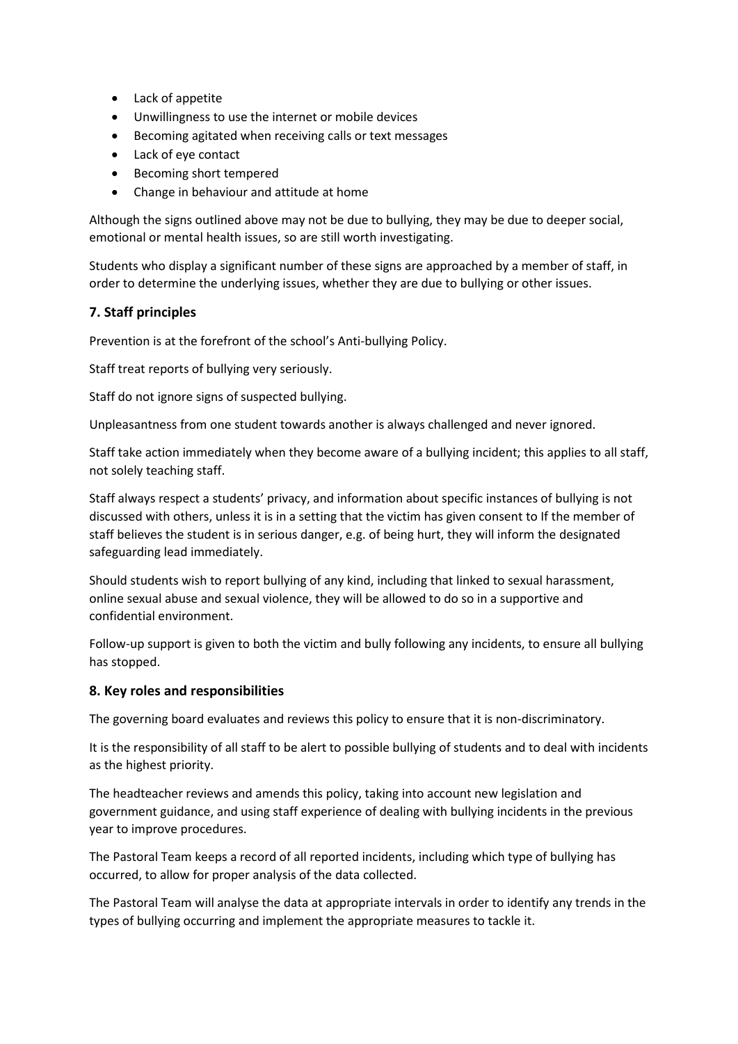- Lack of appetite
- Unwillingness to use the internet or mobile devices
- Becoming agitated when receiving calls or text messages
- Lack of eye contact
- Becoming short tempered
- Change in behaviour and attitude at home

Although the signs outlined above may not be due to bullying, they may be due to deeper social, emotional or mental health issues, so are still worth investigating.

Students who display a significant number of these signs are approached by a member of staff, in order to determine the underlying issues, whether they are due to bullying or other issues.

## 7. Staff principles

Prevention is at the forefront of the school's Anti-bullying Policy.

Staff treat reports of bullying very seriously.

Staff do not ignore signs of suspected bullying.

Unpleasantness from one student towards another is always challenged and never ignored.

Staff take action immediately when they become aware of a bullying incident; this applies to all staff, not solely teaching staff.

Staff always respect a students' privacy, and information about specific instances of bullying is not discussed with others, unless it is in a setting that the victim has given consent to If the member of staff believes the student is in serious danger, e.g. of being hurt, they will inform the designated safeguarding lead immediately.

Should students wish to report bullying of any kind, including that linked to sexual harassment, online sexual abuse and sexual violence, they will be allowed to do so in a supportive and confidential environment.

Follow-up support is given to both the victim and bully following any incidents, to ensure all bullying has stopped.

## 8. Key roles and responsibilities

The governing board evaluates and reviews this policy to ensure that it is non-discriminatory.

It is the responsibility of all staff to be alert to possible bullying of students and to deal with incidents as the highest priority.

The headteacher reviews and amends this policy, taking into account new legislation and government guidance, and using staff experience of dealing with bullying incidents in the previous year to improve procedures.

The Pastoral Team keeps a record of all reported incidents, including which type of bullying has occurred, to allow for proper analysis of the data collected.

The Pastoral Team will analyse the data at appropriate intervals in order to identify any trends in the types of bullying occurring and implement the appropriate measures to tackle it.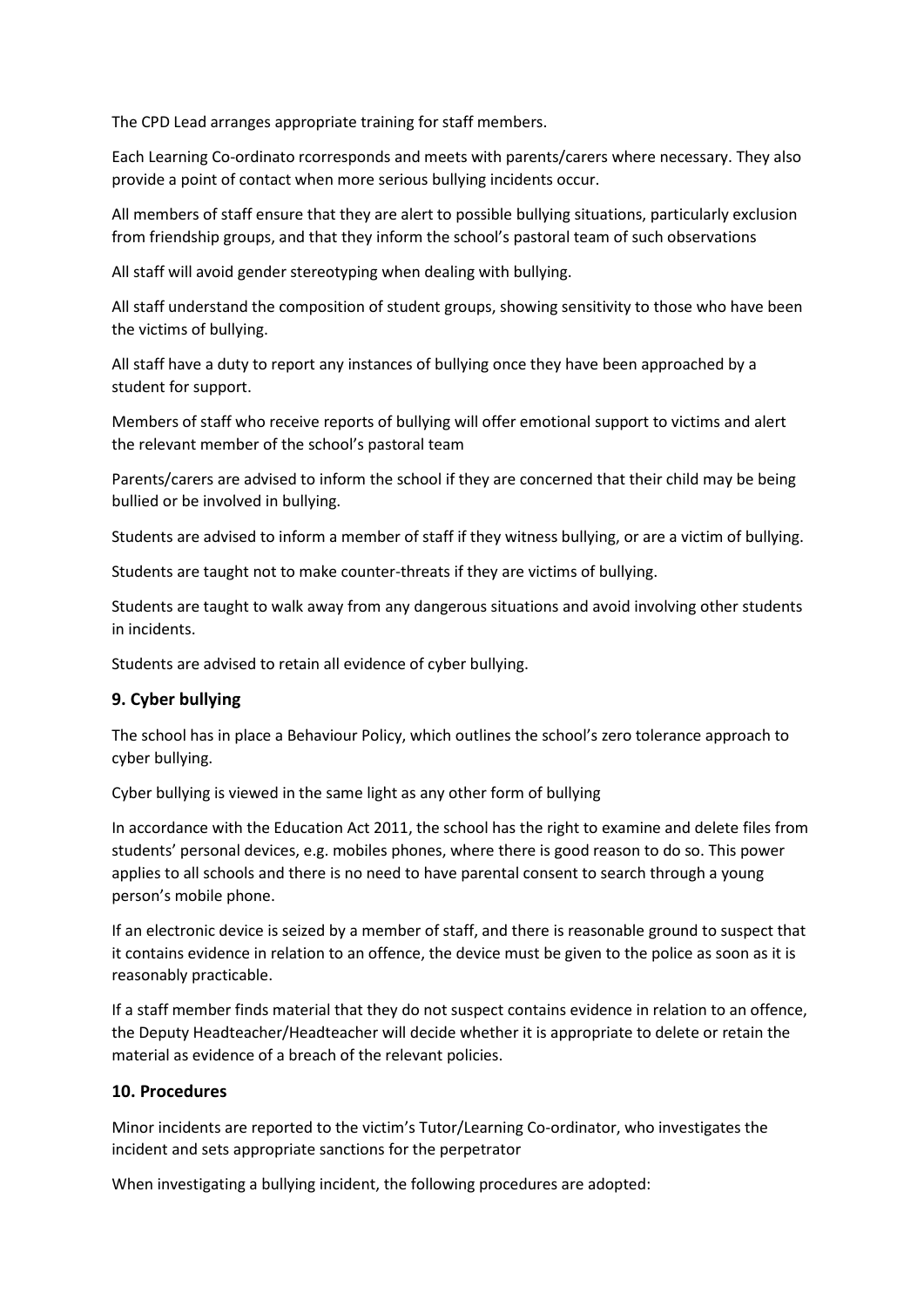The CPD Lead arranges appropriate training for staff members.

Each Learning Co-ordinato rcorresponds and meets with parents/carers where necessary. They also provide a point of contact when more serious bullying incidents occur.

All members of staff ensure that they are alert to possible bullying situations, particularly exclusion from friendship groups, and that they inform the school's pastoral team of such observations

All staff will avoid gender stereotyping when dealing with bullying.

All staff understand the composition of student groups, showing sensitivity to those who have been the victims of bullying.

All staff have a duty to report any instances of bullying once they have been approached by a student for support.

Members of staff who receive reports of bullying will offer emotional support to victims and alert the relevant member of the school's pastoral team

Parents/carers are advised to inform the school if they are concerned that their child may be being bullied or be involved in bullying.

Students are advised to inform a member of staff if they witness bullying, or are a victim of bullying.

Students are taught not to make counter-threats if they are victims of bullying.

Students are taught to walk away from any dangerous situations and avoid involving other students in incidents.

Students are advised to retain all evidence of cyber bullying.

## 9. Cyber bullying

The school has in place a Behaviour Policy, which outlines the school's zero tolerance approach to cyber bullying.

Cyber bullying is viewed in the same light as any other form of bullying

In accordance with the Education Act 2011, the school has the right to examine and delete files from students' personal devices, e.g. mobiles phones, where there is good reason to do so. This power applies to all schools and there is no need to have parental consent to search through a young person's mobile phone.

If an electronic device is seized by a member of staff, and there is reasonable ground to suspect that it contains evidence in relation to an offence, the device must be given to the police as soon as it is reasonably practicable.

If a staff member finds material that they do not suspect contains evidence in relation to an offence, the Deputy Headteacher/Headteacher will decide whether it is appropriate to delete or retain the material as evidence of a breach of the relevant policies.

## 10. Procedures

Minor incidents are reported to the victim's Tutor/Learning Co-ordinator, who investigates the incident and sets appropriate sanctions for the perpetrator

When investigating a bullying incident, the following procedures are adopted: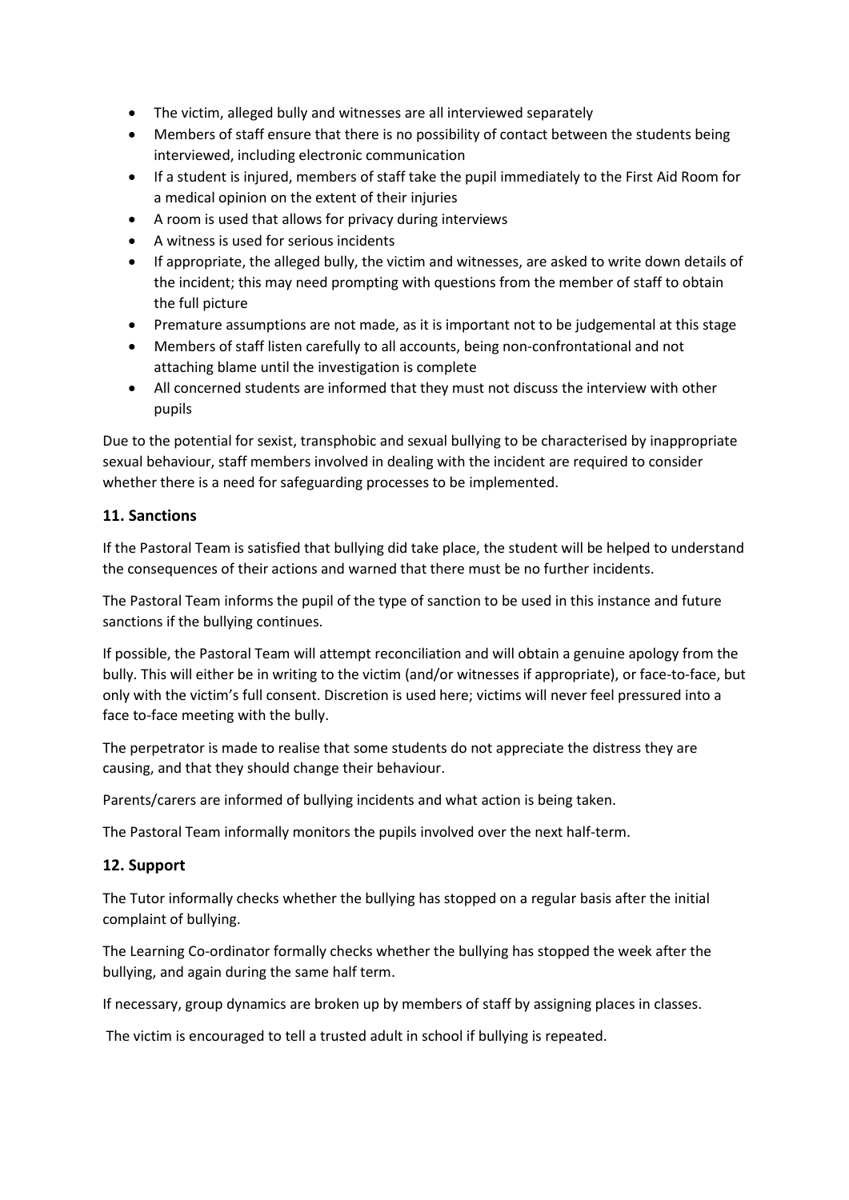- The victim, alleged bully and witnesses are all interviewed separately
- Members of staff ensure that there is no possibility of contact between the students being interviewed, including electronic communication
- If a student is injured, members of staff take the pupil immediately to the First Aid Room for a medical opinion on the extent of their injuries
- A room is used that allows for privacy during interviews
- A witness is used for serious incidents
- If appropriate, the alleged bully, the victim and witnesses, are asked to write down details of the incident; this may need prompting with questions from the member of staff to obtain the full picture
- Premature assumptions are not made, as it is important not to be judgemental at this stage
- Members of staff listen carefully to all accounts, being non-confrontational and not attaching blame until the investigation is complete
- All concerned students are informed that they must not discuss the interview with other pupils

Due to the potential for sexist, transphobic and sexual bullying to be characterised by inappropriate sexual behaviour, staff members involved in dealing with the incident are required to consider whether there is a need for safeguarding processes to be implemented.

## 11. Sanctions

If the Pastoral Team is satisfied that bullying did take place, the student will be helped to understand the consequences of their actions and warned that there must be no further incidents.

The Pastoral Team informs the pupil of the type of sanction to be used in this instance and future sanctions if the bullying continues.

If possible, the Pastoral Team will attempt reconciliation and will obtain a genuine apology from the bully. This will either be in writing to the victim (and/or witnesses if appropriate), or face-to-face, but only with the victim's full consent. Discretion is used here; victims will never feel pressured into a face to-face meeting with the bully.

The perpetrator is made to realise that some students do not appreciate the distress they are causing, and that they should change their behaviour.

Parents/carers are informed of bullying incidents and what action is being taken.

The Pastoral Team informally monitors the pupils involved over the next half-term.

## 12. Support

The Tutor informally checks whether the bullying has stopped on a regular basis after the initial complaint of bullying.

The Learning Co-ordinator formally checks whether the bullying has stopped the week after the bullying, and again during the same half term.

If necessary, group dynamics are broken up by members of staff by assigning places in classes.

The victim is encouraged to tell a trusted adult in school if bullying is repeated.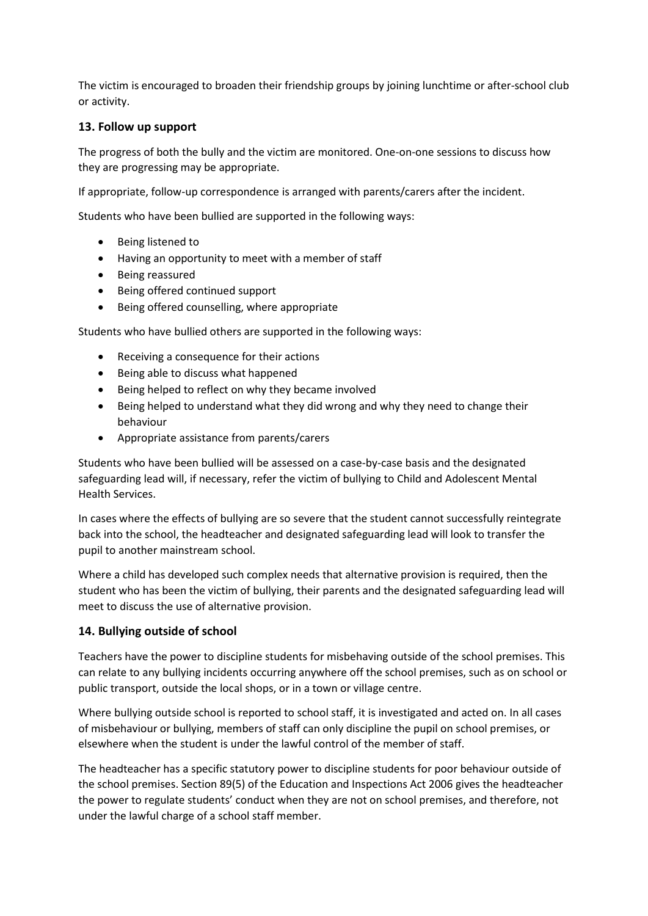The victim is encouraged to broaden their friendship groups by joining lunchtime or after-school club or activity.

## 13. Follow up support

The progress of both the bully and the victim are monitored. One-on-one sessions to discuss how they are progressing may be appropriate.

If appropriate, follow-up correspondence is arranged with parents/carers after the incident.

Students who have been bullied are supported in the following ways:

- Being listened to
- Having an opportunity to meet with a member of staff
- Being reassured
- Being offered continued support
- Being offered counselling, where appropriate

Students who have bullied others are supported in the following ways:

- Receiving a consequence for their actions
- Being able to discuss what happened
- Being helped to reflect on why they became involved
- Being helped to understand what they did wrong and why they need to change their behaviour
- Appropriate assistance from parents/carers

Students who have been bullied will be assessed on a case-by-case basis and the designated safeguarding lead will, if necessary, refer the victim of bullying to Child and Adolescent Mental Health Services.

In cases where the effects of bullying are so severe that the student cannot successfully reintegrate back into the school, the headteacher and designated safeguarding lead will look to transfer the pupil to another mainstream school.

Where a child has developed such complex needs that alternative provision is required, then the student who has been the victim of bullying, their parents and the designated safeguarding lead will meet to discuss the use of alternative provision.

## 14. Bullying outside of school

Teachers have the power to discipline students for misbehaving outside of the school premises. This can relate to any bullying incidents occurring anywhere off the school premises, such as on school or public transport, outside the local shops, or in a town or village centre.

Where bullying outside school is reported to school staff, it is investigated and acted on. In all cases of misbehaviour or bullying, members of staff can only discipline the pupil on school premises, or elsewhere when the student is under the lawful control of the member of staff.

The headteacher has a specific statutory power to discipline students for poor behaviour outside of the school premises. Section 89(5) of the Education and Inspections Act 2006 gives the headteacher the power to regulate students' conduct when they are not on school premises, and therefore, not under the lawful charge of a school staff member.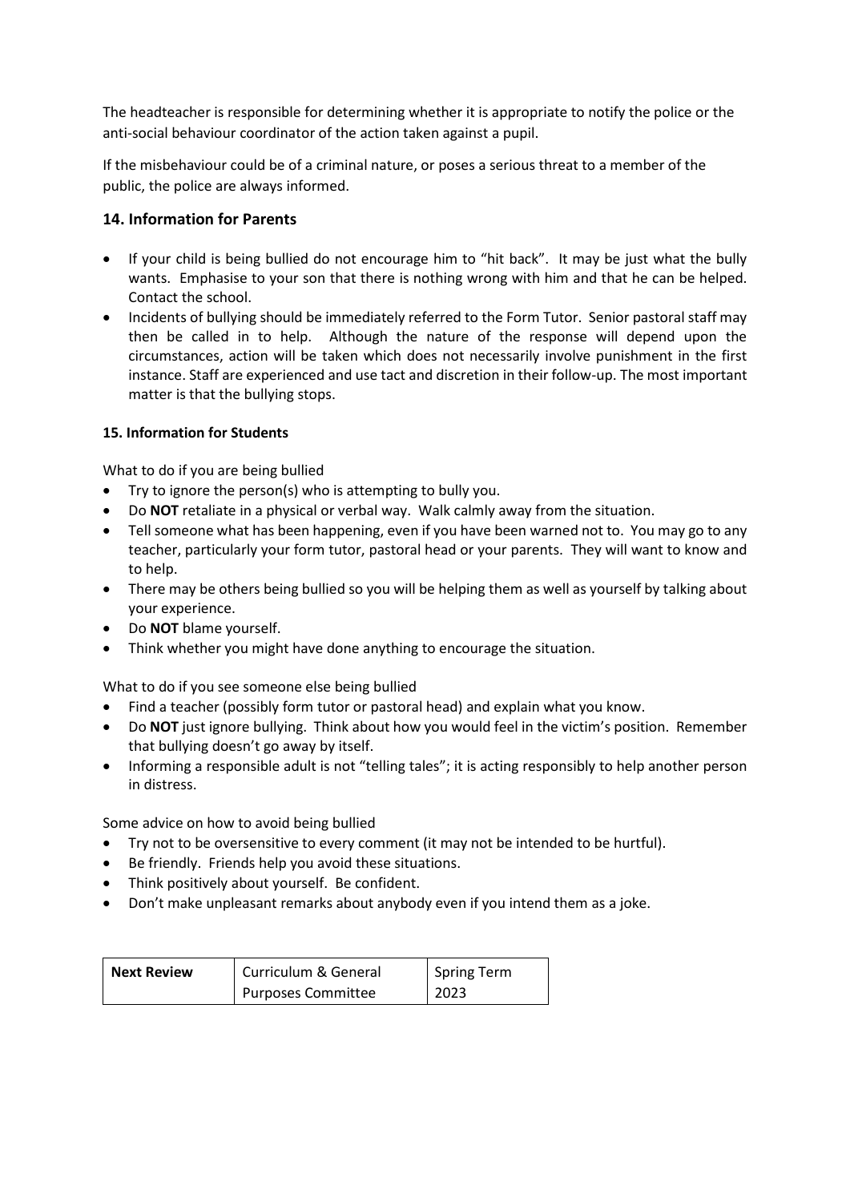The headteacher is responsible for determining whether it is appropriate to notify the police or the anti-social behaviour coordinator of the action taken against a pupil.

If the misbehaviour could be of a criminal nature, or poses a serious threat to a member of the public, the police are always informed.

## 14. Information for Parents

- If your child is being bullied do not encourage him to "hit back". It may be just what the bully wants. Emphasise to your son that there is nothing wrong with him and that he can be helped. Contact the school.
- Incidents of bullying should be immediately referred to the Form Tutor. Senior pastoral staff may then be called in to help. Although the nature of the response will depend upon the circumstances, action will be taken which does not necessarily involve punishment in the first instance. Staff are experienced and use tact and discretion in their follow-up. The most important matter is that the bullying stops.

### 15. Information for Students

What to do if you are being bullied

- Try to ignore the person(s) who is attempting to bully you.
- Do **NOT** retaliate in a physical or verbal way. Walk calmly away from the situation.
- Tell someone what has been happening, even if you have been warned not to. You may go to any teacher, particularly your form tutor, pastoral head or your parents. They will want to know and to help.
- There may be others being bullied so you will be helping them as well as yourself by talking about your experience.
- Do **NOT** blame yourself.
- Think whether you might have done anything to encourage the situation.

What to do if you see someone else being bullied

- Find a teacher (possibly form tutor or pastoral head) and explain what you know.
- Do **NOT** just ignore bullying. Think about how you would feel in the victim's position. Remember that bullying doesn't go away by itself.
- Informing a responsible adult is not "telling tales"; it is acting responsibly to help another person in distress.

Some advice on how to avoid being bullied

- Try not to be oversensitive to every comment (it may not be intended to be hurtful).
- Be friendly. Friends help you avoid these situations.
- Think positively about yourself. Be confident.
- Don't make unpleasant remarks about anybody even if you intend them as a joke.

| | | |
|---|---|---|
| **Next Review** | Curriculum & General Purposes Committee | Spring Term 2023 |